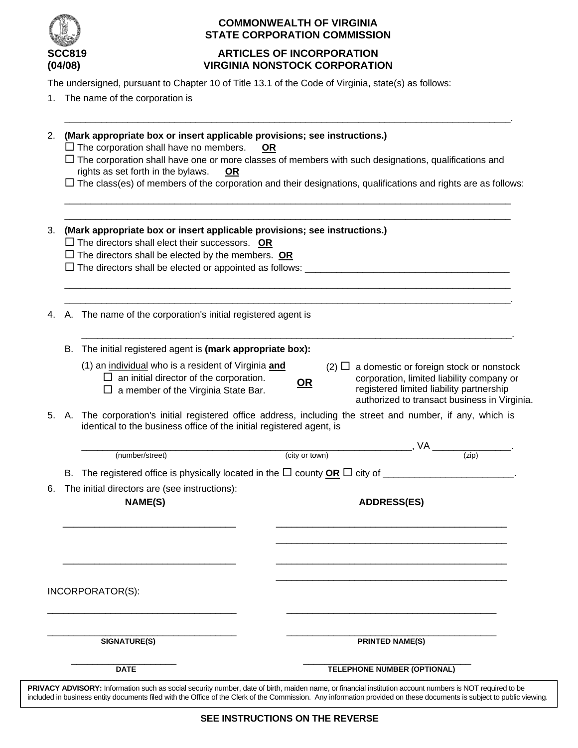**COMMONWEALTH OF VIRGINIA**
**STATE CORPORATION COMMISSION**

**SCC819**
**(04/08)**

# ARTICLES OF INCORPORATION
# VIRGINIA NONSTOCK CORPORATION

The undersigned, pursuant to Chapter 10 of Title 13.1 of the Code of Virginia, state(s) as follows:

1. The name of the corporation is

   ______________________________________________________________________________.

2. **(Mark appropriate box or insert applicable provisions; see instructions.)**

   ☐ The corporation shall have no members. **OR**

   ☐ The corporation shall have one or more classes of members with such designations, qualifications and rights as set forth in the bylaws. **OR**

   ☐ The class(es) of members of the corporation and their designations, qualifications and rights are as follows:

   ______________________________________________________________________________

   ______________________________________________________________________________

3. **(Mark appropriate box or insert applicable provisions; see instructions.)**

   ☐ The directors shall elect their successors. **OR**

   ☐ The directors shall be elected by the members. **OR**

   ☐ The directors shall be elected or appointed as follows: ____________________________________

   ______________________________________________________________________________

   ______________________________________________________________________________.

4. A. The name of the corporation's initial registered agent is

   ______________________________________________________________________________.

   B. The initial registered agent is **(mark appropriate box):**

   (1) an individual who is a resident of Virginia **and**
   ☐ an initial director of the corporation.
   ☐ a member of the Virginia State Bar.

   **OR**

   (2) ☐ a domestic or foreign stock or nonstock corporation, limited liability company or registered limited liability partnership authorized to transact business in Virginia.

5. A. The corporation's initial registered office address, including the street and number, if any, which is identical to the business office of the initial registered agent, is

   ______________________________________________________________, VA _______________.
   (number/street) (city or town) (zip)

   B. The registered office is physically located in the ☐ county **OR** ☐ city of _________________________.

6. The initial directors are (see instructions):

| NAME(S) | ADDRESS(ES) |
| --- | --- |
| ________________________________ | ____________________________________________ |
| | ____________________________________________ |
| ________________________________ | ____________________________________________ |
| | ____________________________________________ |

INCORPORATOR(S):

| SIGNATURE(S) | PRINTED NAME(S) |
| --- | --- |
| ____________________________________ | ________________________________________ |
| ____________________________________ | ________________________________________ |

| DATE | TELEPHONE NUMBER (OPTIONAL) |
| --- | --- |
| _____________________ | ________________________________ |

**PRIVACY ADVISORY:** Information such as social security number, date of birth, maiden name, or financial institution account numbers is NOT required to be included in business entity documents filed with the Office of the Clerk of the Commission. Any information provided on these documents is subject to public viewing.

**SEE INSTRUCTIONS ON THE REVERSE**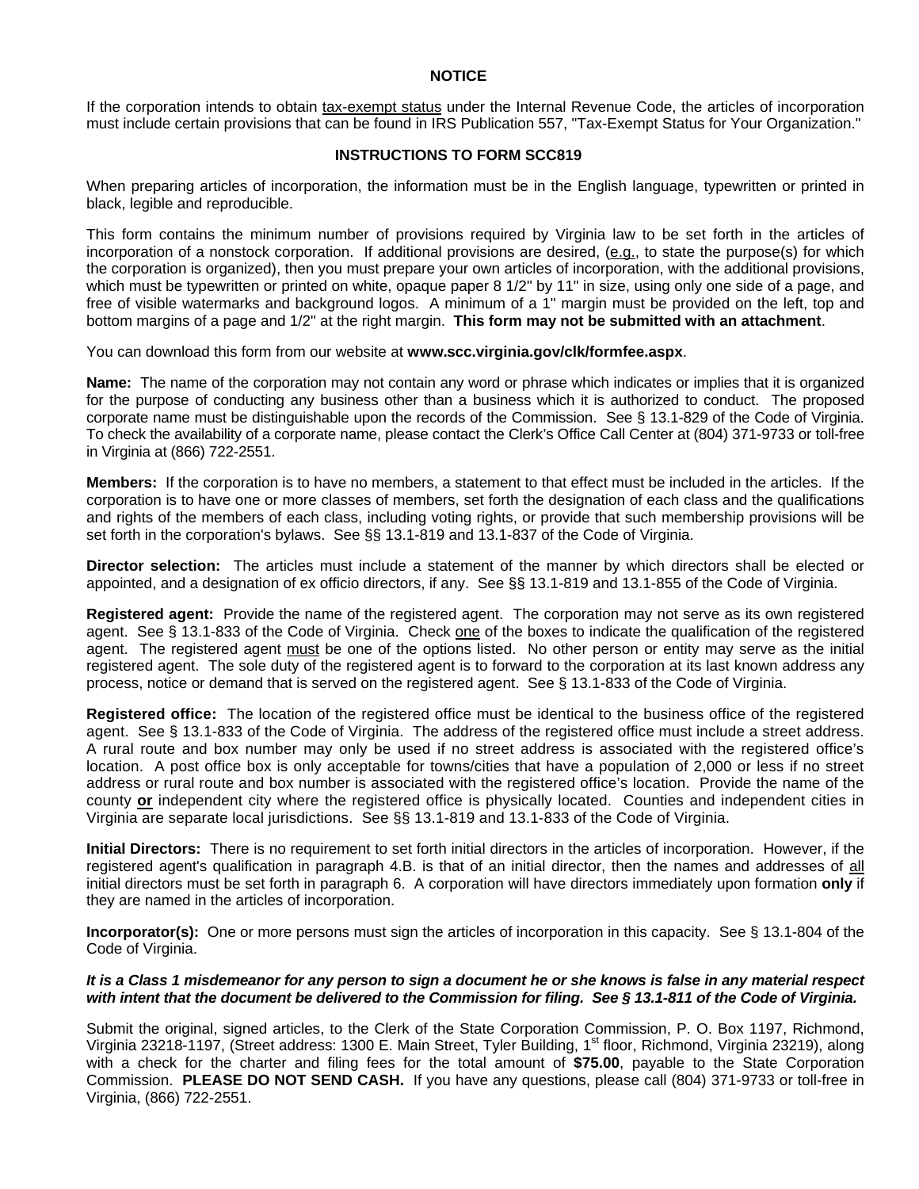## NOTICE

If the corporation intends to obtain tax-exempt status under the Internal Revenue Code, the articles of incorporation must include certain provisions that can be found in IRS Publication 557, "Tax-Exempt Status for Your Organization."

## INSTRUCTIONS TO FORM SCC819

When preparing articles of incorporation, the information must be in the English language, typewritten or printed in black, legible and reproducible.

This form contains the minimum number of provisions required by Virginia law to be set forth in the articles of incorporation of a nonstock corporation. If additional provisions are desired, (e.g., to state the purpose(s) for which the corporation is organized), then you must prepare your own articles of incorporation, with the additional provisions, which must be typewritten or printed on white, opaque paper 8 1/2" by 11" in size, using only one side of a page, and free of visible watermarks and background logos. A minimum of a 1" margin must be provided on the left, top and bottom margins of a page and 1/2" at the right margin. **This form may not be submitted with an attachment**.

You can download this form from our website at **www.scc.virginia.gov/clk/formfee.aspx**.

**Name:** The name of the corporation may not contain any word or phrase which indicates or implies that it is organized for the purpose of conducting any business other than a business which it is authorized to conduct. The proposed corporate name must be distinguishable upon the records of the Commission. See § 13.1-829 of the Code of Virginia. To check the availability of a corporate name, please contact the Clerk's Office Call Center at (804) 371-9733 or toll-free in Virginia at (866) 722-2551.

**Members:** If the corporation is to have no members, a statement to that effect must be included in the articles. If the corporation is to have one or more classes of members, set forth the designation of each class and the qualifications and rights of the members of each class, including voting rights, or provide that such membership provisions will be set forth in the corporation's bylaws. See §§ 13.1-819 and 13.1-837 of the Code of Virginia.

**Director selection:** The articles must include a statement of the manner by which directors shall be elected or appointed, and a designation of ex officio directors, if any. See §§ 13.1-819 and 13.1-855 of the Code of Virginia.

**Registered agent:** Provide the name of the registered agent. The corporation may not serve as its own registered agent. See § 13.1-833 of the Code of Virginia. Check one of the boxes to indicate the qualification of the registered agent. The registered agent must be one of the options listed. No other person or entity may serve as the initial registered agent. The sole duty of the registered agent is to forward to the corporation at its last known address any process, notice or demand that is served on the registered agent. See § 13.1-833 of the Code of Virginia.

**Registered office:** The location of the registered office must be identical to the business office of the registered agent. See § 13.1-833 of the Code of Virginia. The address of the registered office must include a street address. A rural route and box number may only be used if no street address is associated with the registered office's location. A post office box is only acceptable for towns/cities that have a population of 2,000 or less if no street address or rural route and box number is associated with the registered office's location. Provide the name of the county **or** independent city where the registered office is physically located. Counties and independent cities in Virginia are separate local jurisdictions. See §§ 13.1-819 and 13.1-833 of the Code of Virginia.

**Initial Directors:** There is no requirement to set forth initial directors in the articles of incorporation. However, if the registered agent's qualification in paragraph 4.B. is that of an initial director, then the names and addresses of all initial directors must be set forth in paragraph 6. A corporation will have directors immediately upon formation **only** if they are named in the articles of incorporation.

**Incorporator(s):** One or more persons must sign the articles of incorporation in this capacity. See § 13.1-804 of the Code of Virginia.

***It is a Class 1 misdemeanor for any person to sign a document he or she knows is false in any material respect with intent that the document be delivered to the Commission for filing. See § 13.1-811 of the Code of Virginia.***

Submit the original, signed articles, to the Clerk of the State Corporation Commission, P. O. Box 1197, Richmond, Virginia 23218-1197, (Street address: 1300 E. Main Street, Tyler Building, 1st floor, Richmond, Virginia 23219), along with a check for the charter and filing fees for the total amount of **$75.00**, payable to the State Corporation Commission. **PLEASE DO NOT SEND CASH.** If you have any questions, please call (804) 371-9733 or toll-free in Virginia, (866) 722-2551.